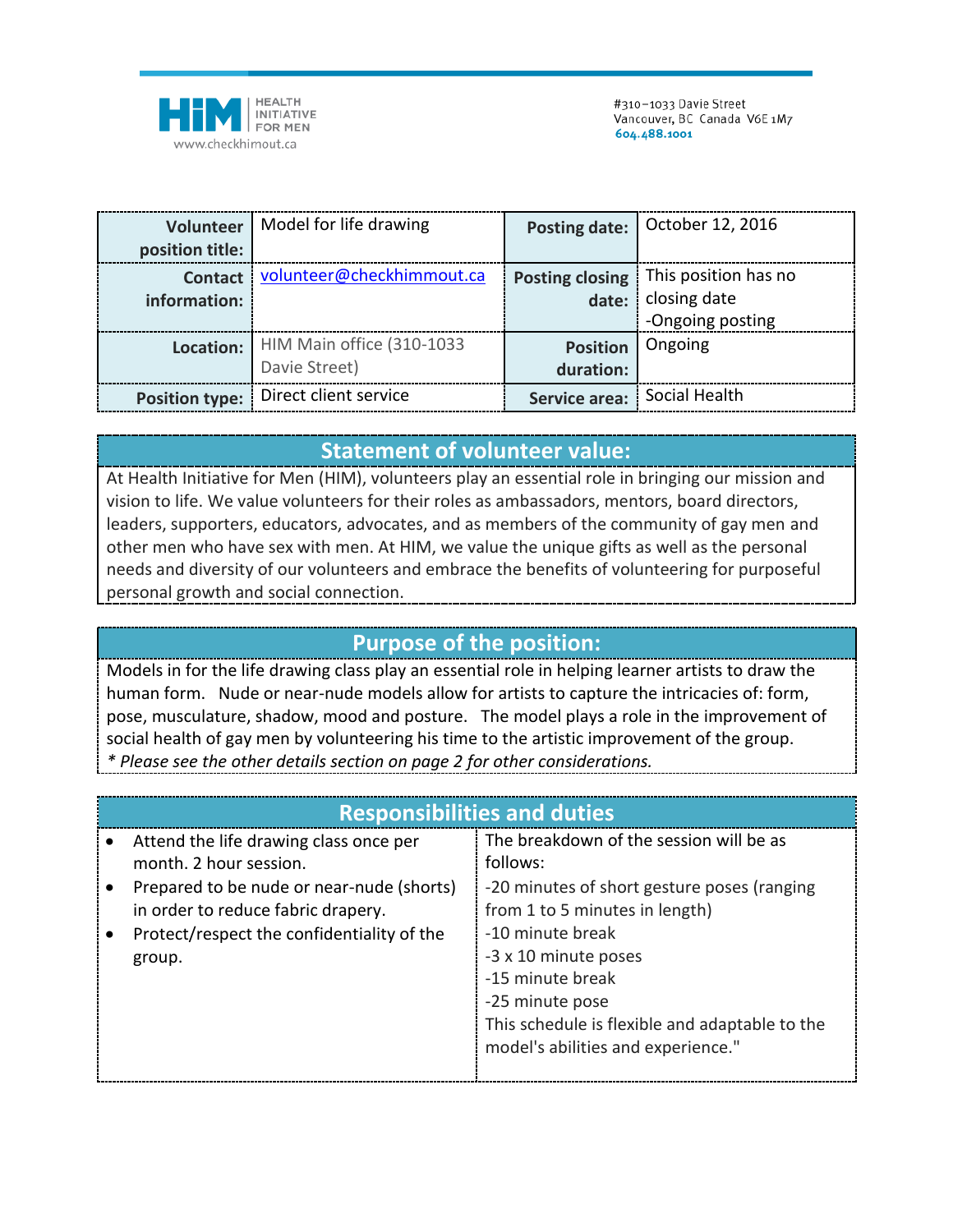HiM | HEALTH INITIATIVE FOR MEN
www.checkhimout.ca

#310–1033 Davie Street
Vancouver, BC Canada V6E 1M7
604.488.1001

| **Volunteer position title:** | Model for life drawing | **Posting date:** | October 12, 2016 |
|---|---|---|---|
| **Contact information:** | volunteer@checkhimmout.ca | **Posting closing date:** | This position has no closing date -Ongoing posting |
| **Location:** | HIM Main office (310-1033 Davie Street) | **Position duration:** | Ongoing |
| **Position type:** | Direct client service | **Service area:** | Social Health |

## Statement of volunteer value:

At Health Initiative for Men (HIM), volunteers play an essential role in bringing our mission and vision to life. We value volunteers for their roles as ambassadors, mentors, board directors, leaders, supporters, educators, advocates, and as members of the community of gay men and other men who have sex with men. At HIM, we value the unique gifts as well as the personal needs and diversity of our volunteers and embrace the benefits of volunteering for purposeful personal growth and social connection.

## Purpose of the position:

Models in for the life drawing class play an essential role in helping learner artists to draw the human form. Nude or near-nude models allow for artists to capture the intricacies of: form, pose, musculature, shadow, mood and posture. The model plays a role in the improvement of social health of gay men by volunteering his time to the artistic improvement of the group.
*\* Please see the other details section on page 2 for other considerations.*

## Responsibilities and duties

- Attend the life drawing class once per month. 2 hour session.
- Prepared to be nude or near-nude (shorts) in order to reduce fabric drapery.
- Protect/respect the confidentiality of the group.

The breakdown of the session will be as follows:

-20 minutes of short gesture poses (ranging from 1 to 5 minutes in length)
-10 minute break
-3 x 10 minute poses
-15 minute break
-25 minute pose
This schedule is flexible and adaptable to the model's abilities and experience."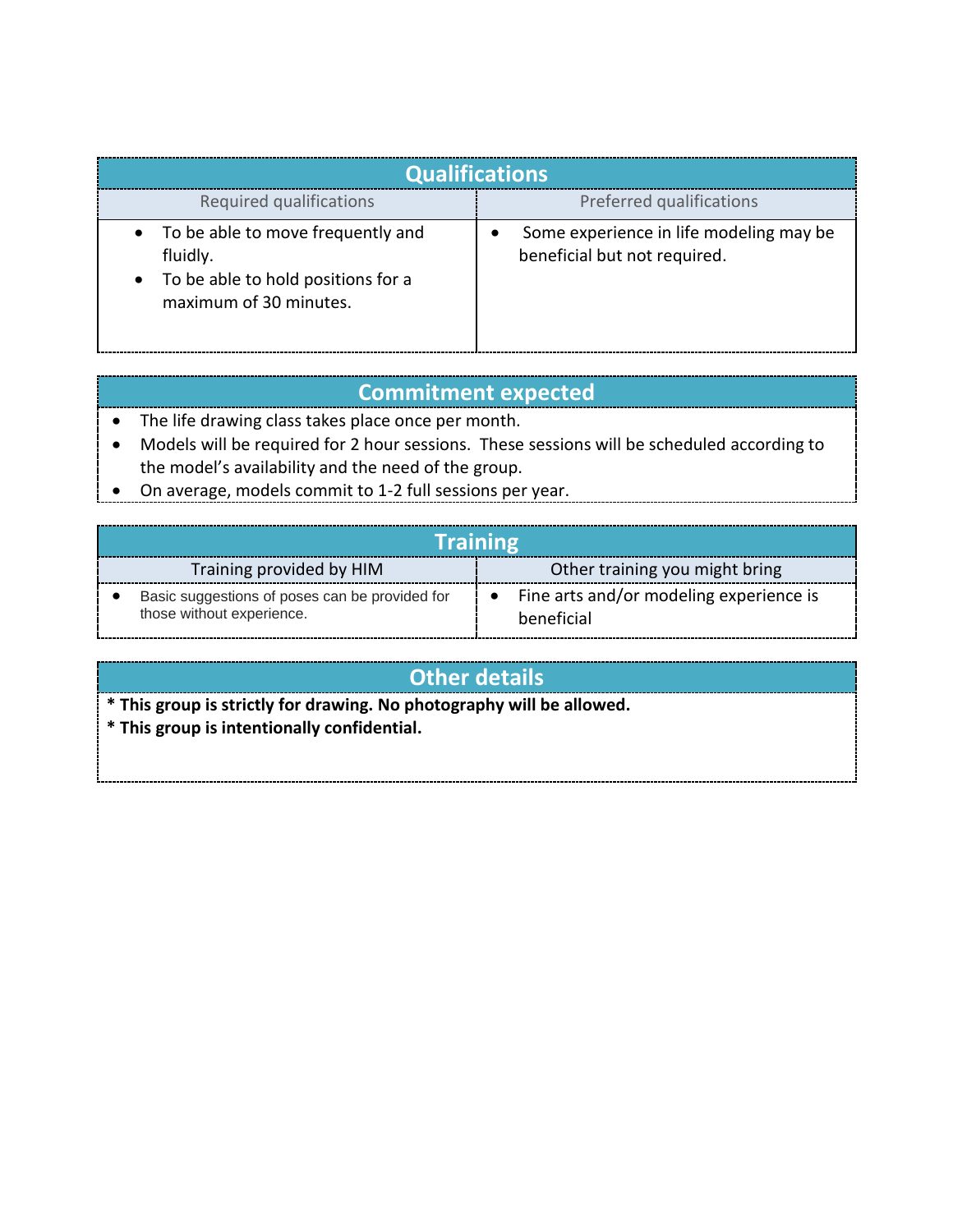## Qualifications

| Required qualifications | Preferred qualifications |
|---|---|
| • To be able to move frequently and fluidly.<br>• To be able to hold positions for a maximum of 30 minutes. | • Some experience in life modeling may be beneficial but not required. |

## Commitment expected

- The life drawing class takes place once per month.
- Models will be required for 2 hour sessions. These sessions will be scheduled according to the model's availability and the need of the group.
- On average, models commit to 1-2 full sessions per year.

## Training

| Training provided by HIM | Other training you might bring |
|---|---|
| • Basic suggestions of poses can be provided for those without experience. | • Fine arts and/or modeling experience is beneficial |

## Other details

**\* This group is strictly for drawing. No photography will be allowed.**
**\* This group is intentionally confidential.**